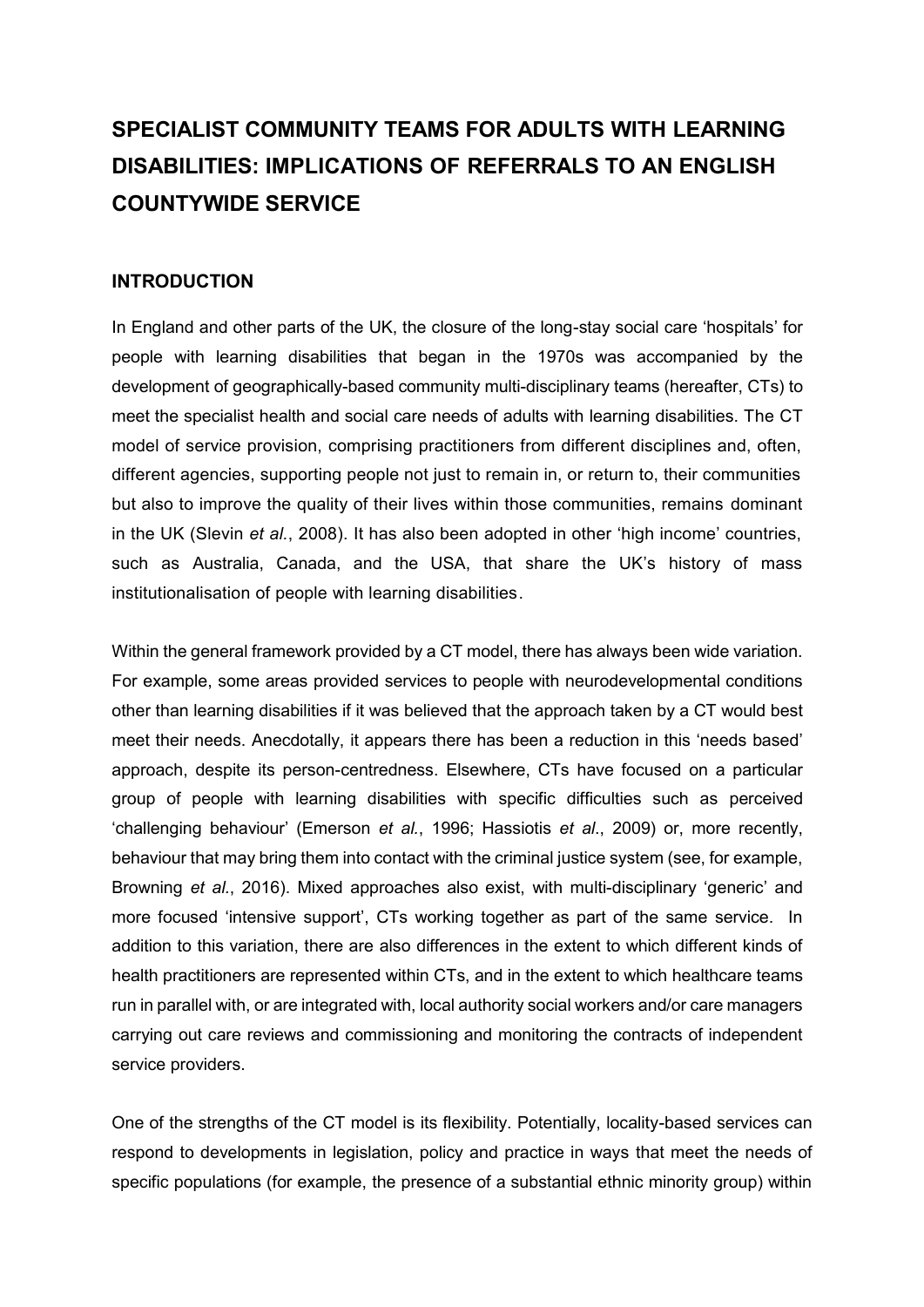# SPECIALIST COMMUNITY TEAMS FOR ADULTS WITH LEARNING DISABILITIES: IMPLICATIONS OF REFERRALS TO AN ENGLISH COUNTYWIDE SERVICE

## INTRODUCTION

In England and other parts of the UK, the closure of the long-stay social care 'hospitals' for people with learning disabilities that began in the 1970s was accompanied by the development of geographically-based community multi-disciplinary teams (hereafter, CTs) to meet the specialist health and social care needs of adults with learning disabilities. The CT model of service provision, comprising practitioners from different disciplines and, often, different agencies, supporting people not just to remain in, or return to, their communities but also to improve the quality of their lives within those communities, remains dominant in the UK (Slevin *et al.*, 2008). It has also been adopted in other 'high income' countries, such as Australia, Canada, and the USA, that share the UK's history of mass institutionalisation of people with learning disabilities.

Within the general framework provided by a CT model, there has always been wide variation. For example, some areas provided services to people with neurodevelopmental conditions other than learning disabilities if it was believed that the approach taken by a CT would best meet their needs. Anecdotally, it appears there has been a reduction in this 'needs based' approach, despite its person-centredness. Elsewhere, CTs have focused on a particular group of people with learning disabilities with specific difficulties such as perceived 'challenging behaviour' (Emerson *et al.*, 1996; Hassiotis *et al*., 2009) or, more recently, behaviour that may bring them into contact with the criminal justice system (see, for example, Browning *et al.*, 2016). Mixed approaches also exist, with multi-disciplinary 'generic' and more focused 'intensive support', CTs working together as part of the same service. In addition to this variation, there are also differences in the extent to which different kinds of health practitioners are represented within CTs, and in the extent to which healthcare teams run in parallel with, or are integrated with, local authority social workers and/or care managers carrying out care reviews and commissioning and monitoring the contracts of independent service providers.

One of the strengths of the CT model is its flexibility. Potentially, locality-based services can respond to developments in legislation, policy and practice in ways that meet the needs of specific populations (for example, the presence of a substantial ethnic minority group) within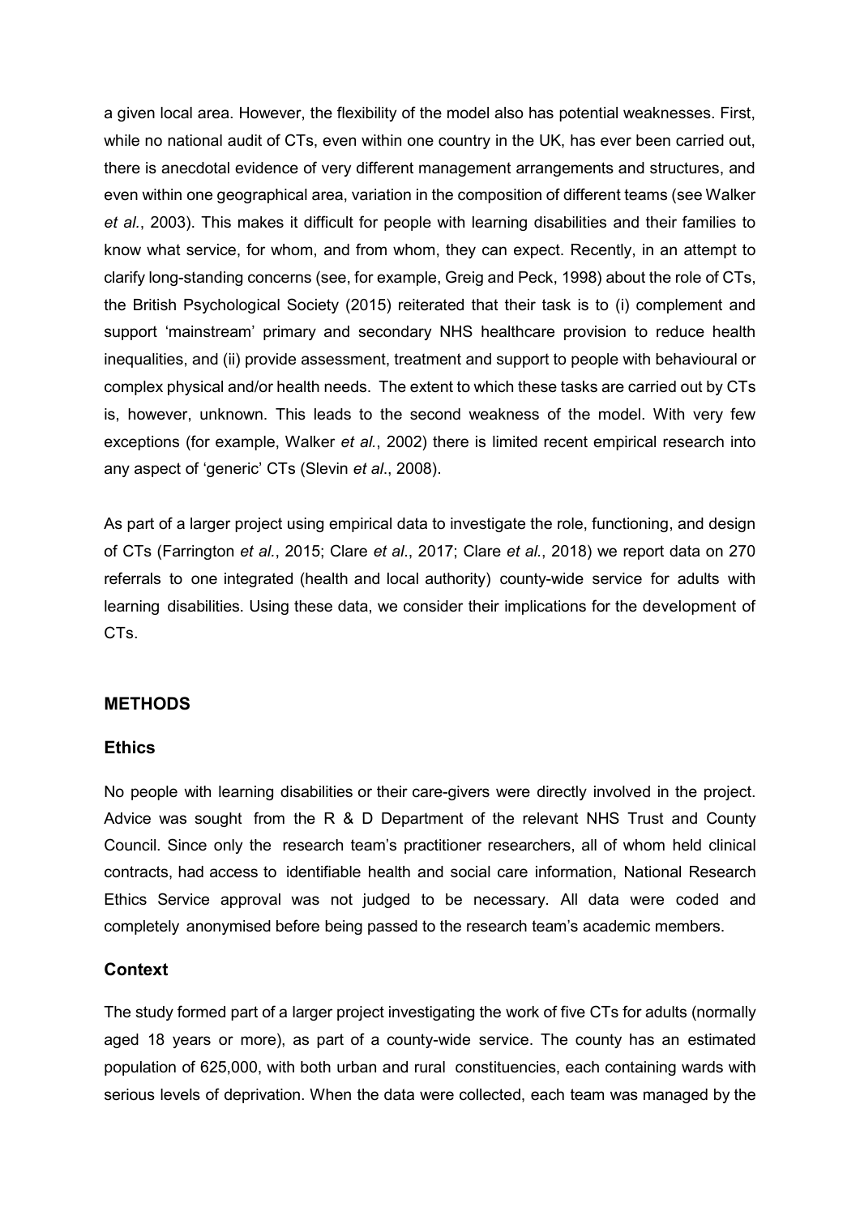a given local area. However, the flexibility of the model also has potential weaknesses. First, while no national audit of CTs, even within one country in the UK, has ever been carried out, there is anecdotal evidence of very different management arrangements and structures, and even within one geographical area, variation in the composition of different teams (see Walker *et al.*, 2003). This makes it difficult for people with learning disabilities and their families to know what service, for whom, and from whom, they can expect. Recently, in an attempt to clarify long-standing concerns (see, for example, Greig and Peck, 1998) about the role of CTs, the British Psychological Society (2015) reiterated that their task is to (i) complement and support 'mainstream' primary and secondary NHS healthcare provision to reduce health inequalities, and (ii) provide assessment, treatment and support to people with behavioural or complex physical and/or health needs. The extent to which these tasks are carried out by CTs is, however, unknown. This leads to the second weakness of the model. With very few exceptions (for example, Walker *et al.*, 2002) there is limited recent empirical research into any aspect of 'generic' CTs (Slevin *et al*., 2008).

As part of a larger project using empirical data to investigate the role, functioning, and design of CTs (Farrington *et al.*, 2015; Clare *et al*., 2017; Clare *et al.*, 2018) we report data on 270 referrals to one integrated (health and local authority) county-wide service for adults with learning disabilities. Using these data, we consider their implications for the development of CTs.

## METHODS

### Ethics

No people with learning disabilities or their care-givers were directly involved in the project. Advice was sought from the R & D Department of the relevant NHS Trust and County Council. Since only the research team's practitioner researchers, all of whom held clinical contracts, had access to identifiable health and social care information, National Research Ethics Service approval was not judged to be necessary. All data were coded and completely anonymised before being passed to the research team's academic members.

### Context

The study formed part of a larger project investigating the work of five CTs for adults (normally aged 18 years or more), as part of a county-wide service. The county has an estimated population of 625,000, with both urban and rural constituencies, each containing wards with serious levels of deprivation. When the data were collected, each team was managed by the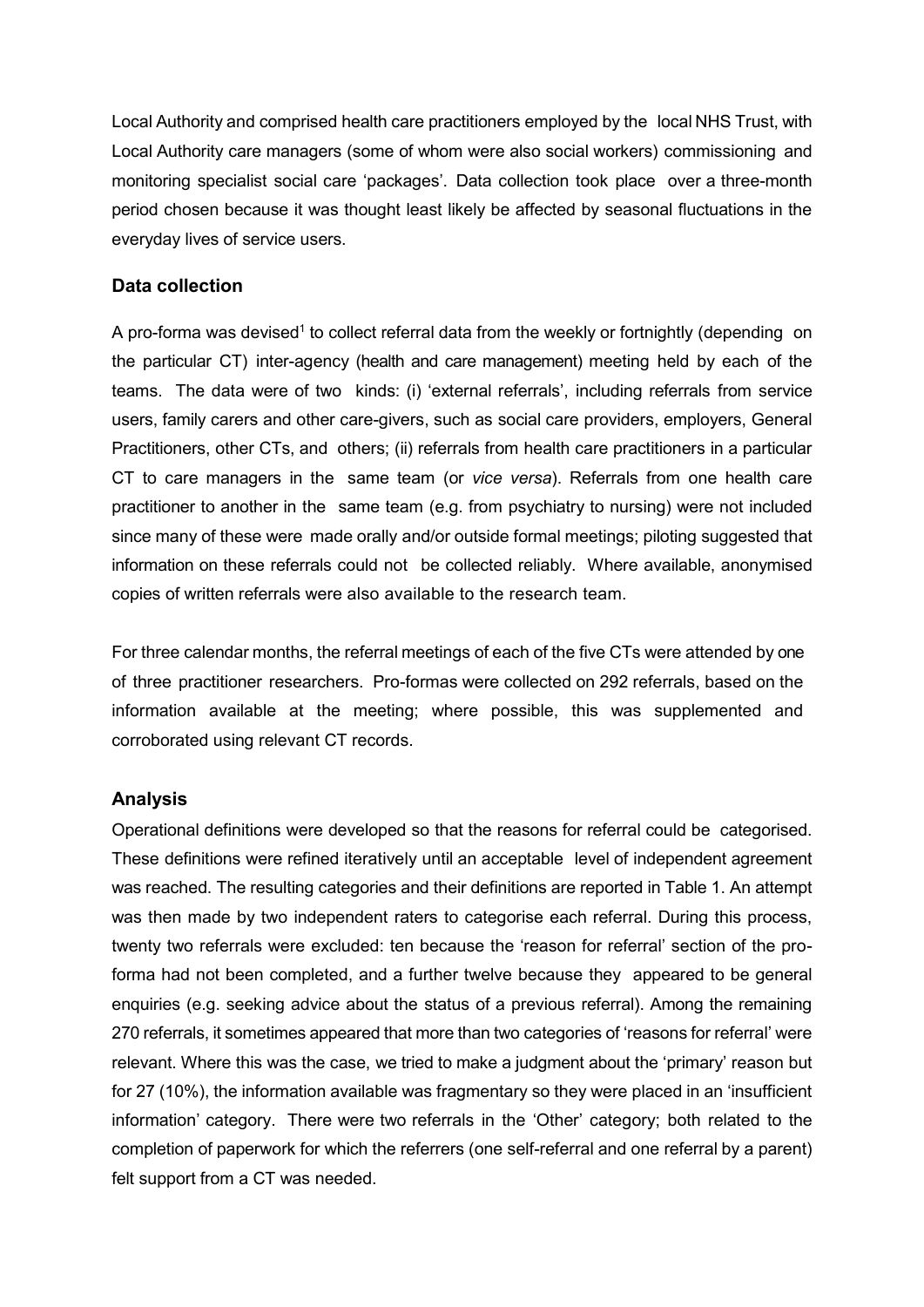Local Authority and comprised health care practitioners employed by the local NHS Trust, with Local Authority care managers (some of whom were also social workers) commissioning and monitoring specialist social care 'packages'. Data collection took place over a three-month period chosen because it was thought least likely be affected by seasonal fluctuations in the everyday lives of service users.

## Data collection

A pro-forma was devised[1] to collect referral data from the weekly or fortnightly (depending on the particular CT) inter-agency (health and care management) meeting held by each of the teams. The data were of two kinds: (i) 'external referrals', including referrals from service users, family carers and other care-givers, such as social care providers, employers, General Practitioners, other CTs, and others; (ii) referrals from health care practitioners in a particular CT to care managers in the same team (or *vice versa*). Referrals from one health care practitioner to another in the same team (e.g. from psychiatry to nursing) were not included since many of these were made orally and/or outside formal meetings; piloting suggested that information on these referrals could not be collected reliably. Where available, anonymised copies of written referrals were also available to the research team.

For three calendar months, the referral meetings of each of the five CTs were attended by one of three practitioner researchers. Pro-formas were collected on 292 referrals, based on the information available at the meeting; where possible, this was supplemented and corroborated using relevant CT records.

## Analysis

Operational definitions were developed so that the reasons for referral could be categorised. These definitions were refined iteratively until an acceptable level of independent agreement was reached. The resulting categories and their definitions are reported in Table 1. An attempt was then made by two independent raters to categorise each referral. During this process, twenty two referrals were excluded: ten because the 'reason for referral' section of the pro-forma had not been completed, and a further twelve because they appeared to be general enquiries (e.g. seeking advice about the status of a previous referral). Among the remaining 270 referrals, it sometimes appeared that more than two categories of 'reasons for referral' were relevant. Where this was the case, we tried to make a judgment about the 'primary' reason but for 27 (10%), the information available was fragmentary so they were placed in an 'insufficient information' category. There were two referrals in the 'Other' category; both related to the completion of paperwork for which the referrers (one self-referral and one referral by a parent) felt support from a CT was needed.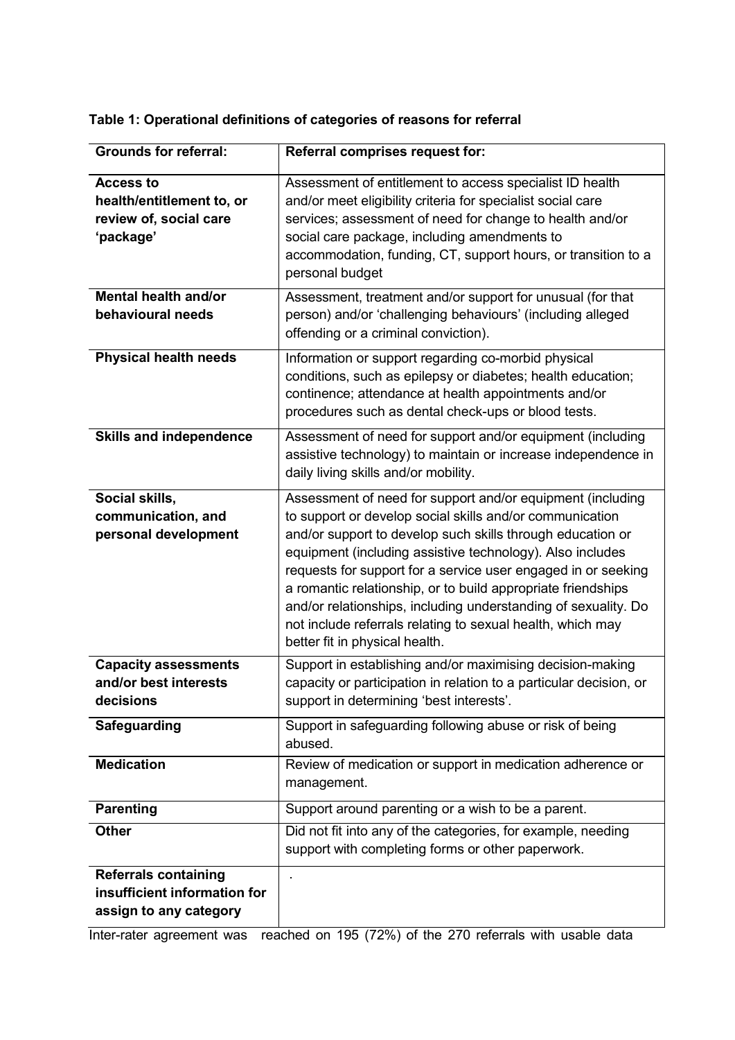**Table 1: Operational definitions of categories of reasons for referral**

| Grounds for referral: | Referral comprises request for: |
|---|---|
| **Access to health/entitlement to, or review of, social care 'package'** | Assessment of entitlement to access specialist ID health and/or meet eligibility criteria for specialist social care services; assessment of need for change to health and/or social care package, including amendments to accommodation, funding, CT, support hours, or transition to a personal budget |
| **Mental health and/or behavioural needs** | Assessment, treatment and/or support for unusual (for that person) and/or 'challenging behaviours' (including alleged offending or a criminal conviction). |
| **Physical health needs** | Information or support regarding co-morbid physical conditions, such as epilepsy or diabetes; health education; continence; attendance at health appointments and/or procedures such as dental check-ups or blood tests. |
| **Skills and independence** | Assessment of need for support and/or equipment (including assistive technology) to maintain or increase independence in daily living skills and/or mobility. |
| **Social skills, communication, and personal development** | Assessment of need for support and/or equipment (including to support or develop social skills and/or communication and/or support to develop such skills through education or equipment (including assistive technology). Also includes requests for support for a service user engaged in or seeking a romantic relationship, or to build appropriate friendships and/or relationships, including understanding of sexuality. Do not include referrals relating to sexual health, which may better fit in physical health. |
| **Capacity assessments and/or best interests decisions** | Support in establishing and/or maximising decision-making capacity or participation in relation to a particular decision, or support in determining 'best interests'. |
| **Safeguarding** | Support in safeguarding following abuse or risk of being abused. |
| **Medication** | Review of medication or support in medication adherence or management. |
| **Parenting** | Support around parenting or a wish to be a parent. |
| **Other** | Did not fit into any of the categories, for example, needing support with completing forms or other paperwork. |
| **Referrals containing insufficient information for assign to any category** | . |

Inter-rater agreement was reached on 195 (72%) of the 270 referrals with usable data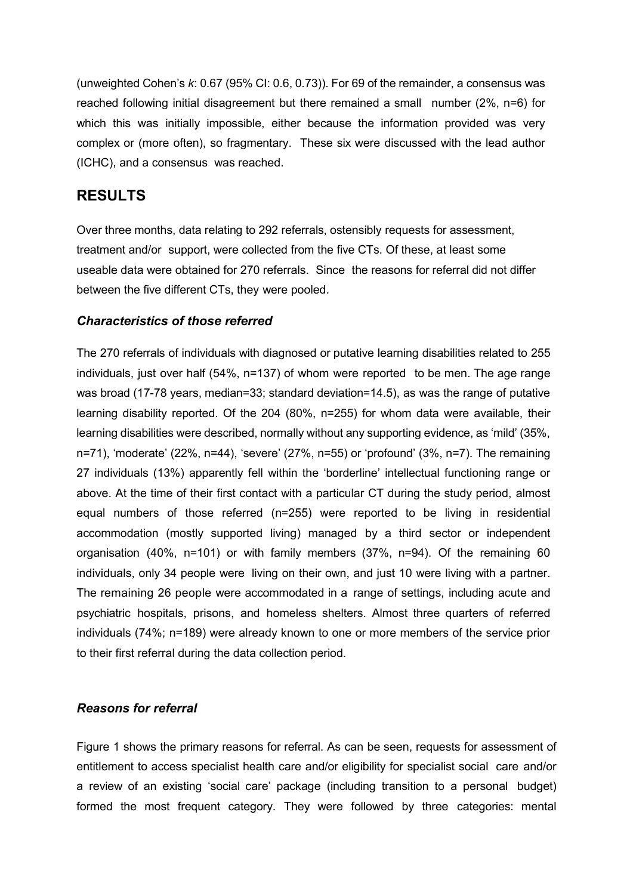(unweighted Cohen's $k$: 0.67 (95% CI: 0.6, 0.73)). For 69 of the remainder, a consensus was reached following initial disagreement but there remained a small number (2%, n=6) for which this was initially impossible, either because the information provided was very complex or (more often), so fragmentary. These six were discussed with the lead author (ICHC), and a consensus was reached.

## RESULTS

Over three months, data relating to 292 referrals, ostensibly requests for assessment, treatment and/or support, were collected from the five CTs. Of these, at least some useable data were obtained for 270 referrals. Since the reasons for referral did not differ between the five different CTs, they were pooled.

### *Characteristics of those referred*

The 270 referrals of individuals with diagnosed or putative learning disabilities related to 255 individuals, just over half (54%, n=137) of whom were reported to be men. The age range was broad (17-78 years, median=33; standard deviation=14.5), as was the range of putative learning disability reported. Of the 204 (80%, n=255) for whom data were available, their learning disabilities were described, normally without any supporting evidence, as 'mild' (35%, n=71), 'moderate' (22%, n=44), 'severe' (27%, n=55) or 'profound' (3%, n=7). The remaining 27 individuals (13%) apparently fell within the 'borderline' intellectual functioning range or above. At the time of their first contact with a particular CT during the study period, almost equal numbers of those referred (n=255) were reported to be living in residential accommodation (mostly supported living) managed by a third sector or independent organisation (40%, n=101) or with family members (37%, n=94). Of the remaining 60 individuals, only 34 people were living on their own, and just 10 were living with a partner. The remaining 26 people were accommodated in a range of settings, including acute and psychiatric hospitals, prisons, and homeless shelters. Almost three quarters of referred individuals (74%; n=189) were already known to one or more members of the service prior to their first referral during the data collection period.

### *Reasons for referral*

Figure 1 shows the primary reasons for referral. As can be seen, requests for assessment of entitlement to access specialist health care and/or eligibility for specialist social care and/or a review of an existing 'social care' package (including transition to a personal budget) formed the most frequent category. They were followed by three categories: mental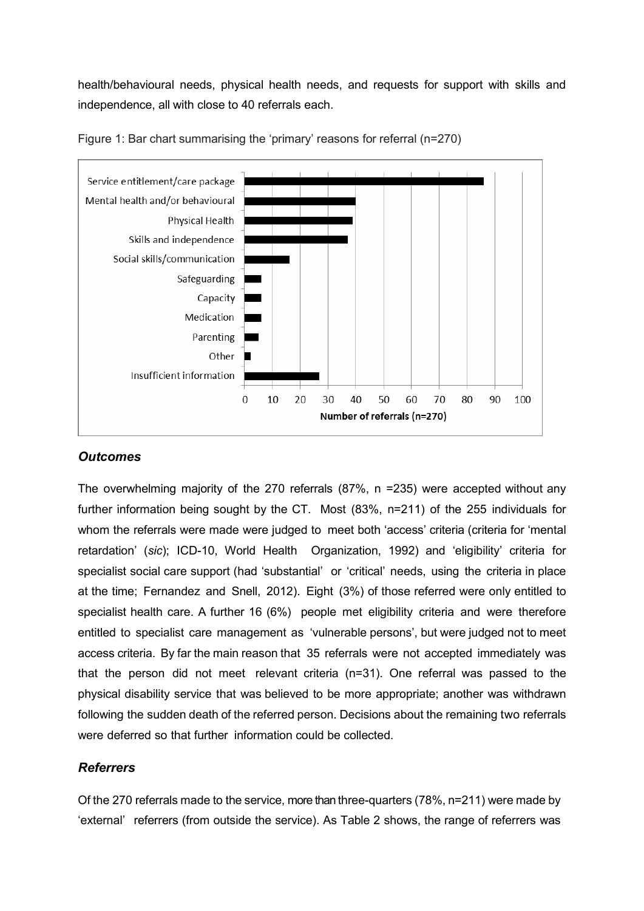health/behavioural needs, physical health needs, and requests for support with skills and independence, all with close to 40 referrals each.

Figure 1: Bar chart summarising the 'primary' reasons for referral (n=270)

### *Outcomes*

The overwhelming majority of the 270 referrals (87%, n =235) were accepted without any further information being sought by the CT. Most (83%, n=211) of the 255 individuals for whom the referrals were made were judged to meet both 'access' criteria (criteria for 'mental retardation' (*sic*); ICD-10, World Health Organization, 1992) and 'eligibility' criteria for specialist social care support (had 'substantial' or 'critical' needs, using the criteria in place at the time; Fernandez and Snell, 2012). Eight (3%) of those referred were only entitled to specialist health care. A further 16 (6%) people met eligibility criteria and were therefore entitled to specialist care management as 'vulnerable persons', but were judged not to meet access criteria. By far the main reason that 35 referrals were not accepted immediately was that the person did not meet relevant criteria (n=31). One referral was passed to the physical disability service that was believed to be more appropriate; another was withdrawn following the sudden death of the referred person. Decisions about the remaining two referrals were deferred so that further information could be collected.

### *Referrers*

Of the 270 referrals made to the service, more than three-quarters (78%, n=211) were made by 'external' referrers (from outside the service). As Table 2 shows, the range of referrers was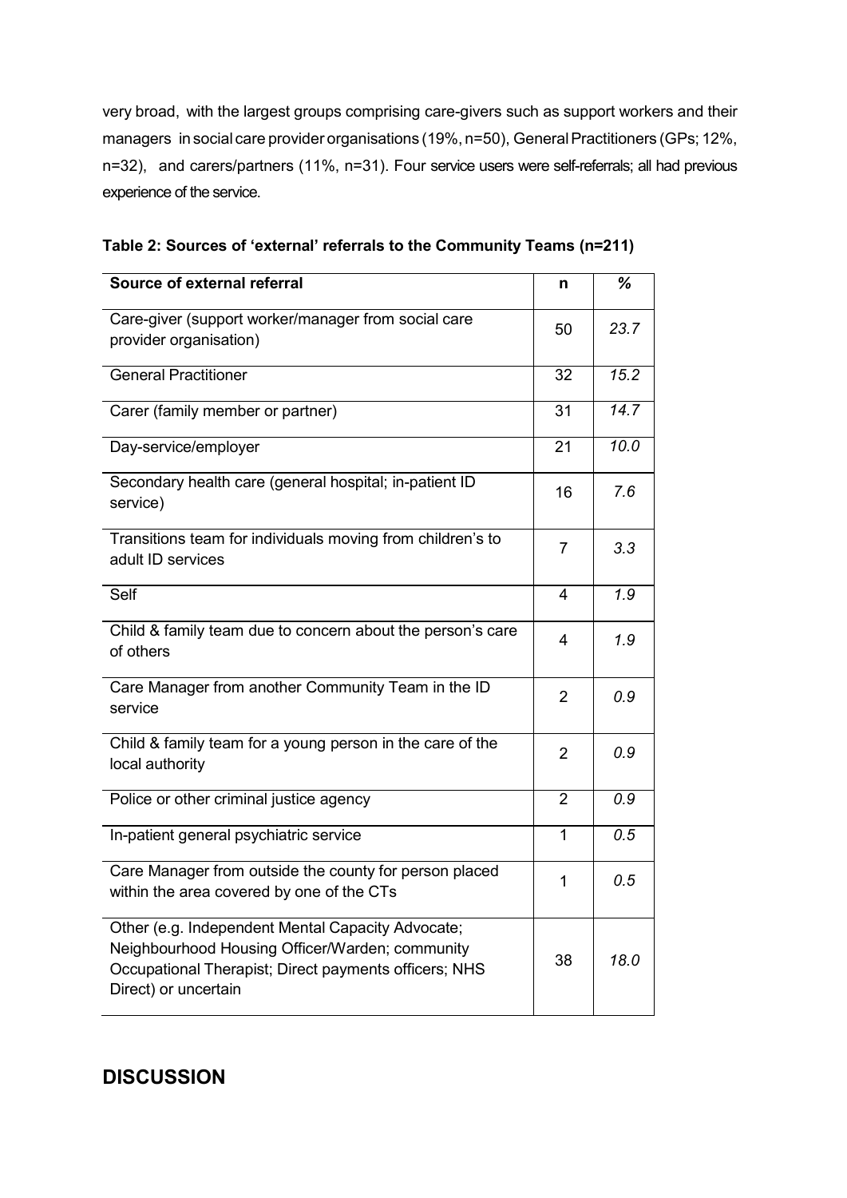very broad, with the largest groups comprising care-givers such as support workers and their managers in social care provider organisations (19%, n=50), General Practitioners (GPs; 12%, n=32), and carers/partners (11%, n=31). Four service users were self-referrals; all had previous experience of the service.

**Table 2: Sources of 'external' referrals to the Community Teams (n=211)**

| Source of external referral | n | % |
|---|---|---|
| Care-giver (support worker/manager from social care provider organisation) | 50 | *23.7* |
| General Practitioner | 32 | *15.2* |
| Carer (family member or partner) | 31 | *14.7* |
| Day-service/employer | 21 | *10.0* |
| Secondary health care (general hospital; in-patient ID service) | 16 | *7.6* |
| Transitions team for individuals moving from children's to adult ID services | 7 | *3.3* |
| Self | 4 | *1.9* |
| Child & family team due to concern about the person's care of others | 4 | *1.9* |
| Care Manager from another Community Team in the ID service | 2 | *0.9* |
| Child & family team for a young person in the care of the local authority | 2 | *0.9* |
| Police or other criminal justice agency | 2 | *0.9* |
| In-patient general psychiatric service | 1 | *0.5* |
| Care Manager from outside the county for person placed within the area covered by one of the CTs | 1 | *0.5* |
| Other (e.g. Independent Mental Capacity Advocate; Neighbourhood Housing Officer/Warden; community Occupational Therapist; Direct payments officers; NHS Direct) or uncertain | 38 | *18.0* |

## DISCUSSION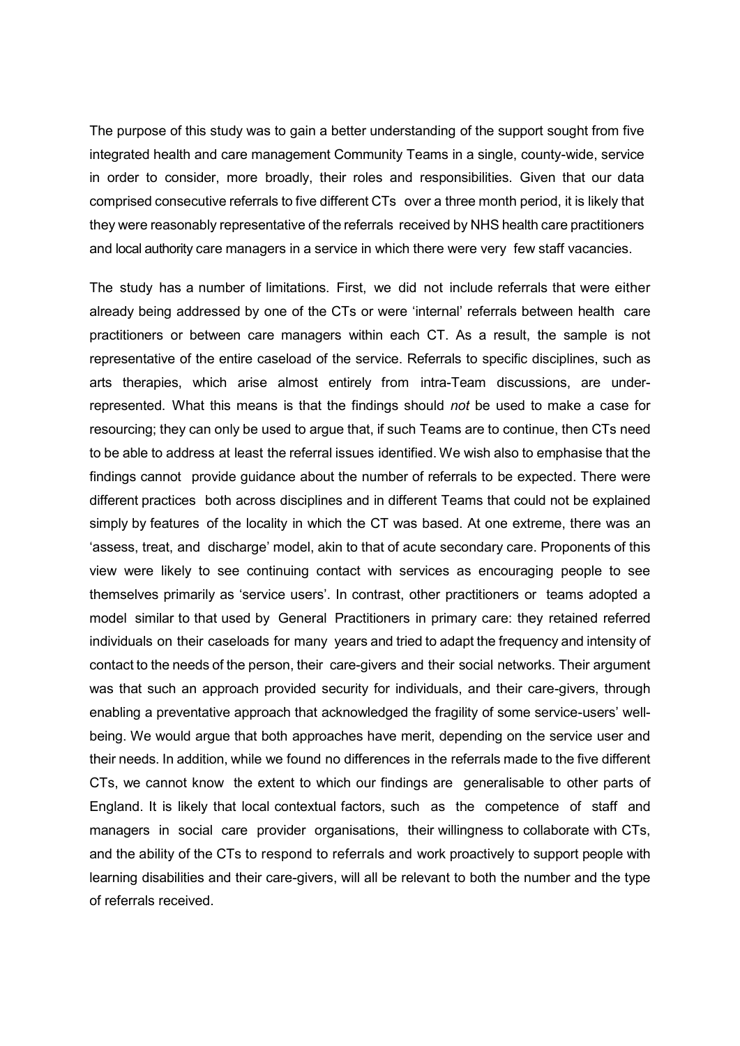The purpose of this study was to gain a better understanding of the support sought from five integrated health and care management Community Teams in a single, county-wide, service in order to consider, more broadly, their roles and responsibilities. Given that our data comprised consecutive referrals to five different CTs over a three month period, it is likely that they were reasonably representative of the referrals received by NHS health care practitioners and local authority care managers in a service in which there were very few staff vacancies.

The study has a number of limitations. First, we did not include referrals that were either already being addressed by one of the CTs or were 'internal' referrals between health care practitioners or between care managers within each CT. As a result, the sample is not representative of the entire caseload of the service. Referrals to specific disciplines, such as arts therapies, which arise almost entirely from intra-Team discussions, are under-represented. What this means is that the findings should *not* be used to make a case for resourcing; they can only be used to argue that, if such Teams are to continue, then CTs need to be able to address at least the referral issues identified. We wish also to emphasise that the findings cannot provide guidance about the number of referrals to be expected. There were different practices both across disciplines and in different Teams that could not be explained simply by features of the locality in which the CT was based. At one extreme, there was an 'assess, treat, and discharge' model, akin to that of acute secondary care. Proponents of this view were likely to see continuing contact with services as encouraging people to see themselves primarily as 'service users'. In contrast, other practitioners or teams adopted a model similar to that used by General Practitioners in primary care: they retained referred individuals on their caseloads for many years and tried to adapt the frequency and intensity of contact to the needs of the person, their care-givers and their social networks. Their argument was that such an approach provided security for individuals, and their care-givers, through enabling a preventative approach that acknowledged the fragility of some service-users' well-being. We would argue that both approaches have merit, depending on the service user and their needs. In addition, while we found no differences in the referrals made to the five different CTs, we cannot know the extent to which our findings are generalisable to other parts of England. It is likely that local contextual factors, such as the competence of staff and managers in social care provider organisations, their willingness to collaborate with CTs, and the ability of the CTs to respond to referrals and work proactively to support people with learning disabilities and their care-givers, will all be relevant to both the number and the type of referrals received.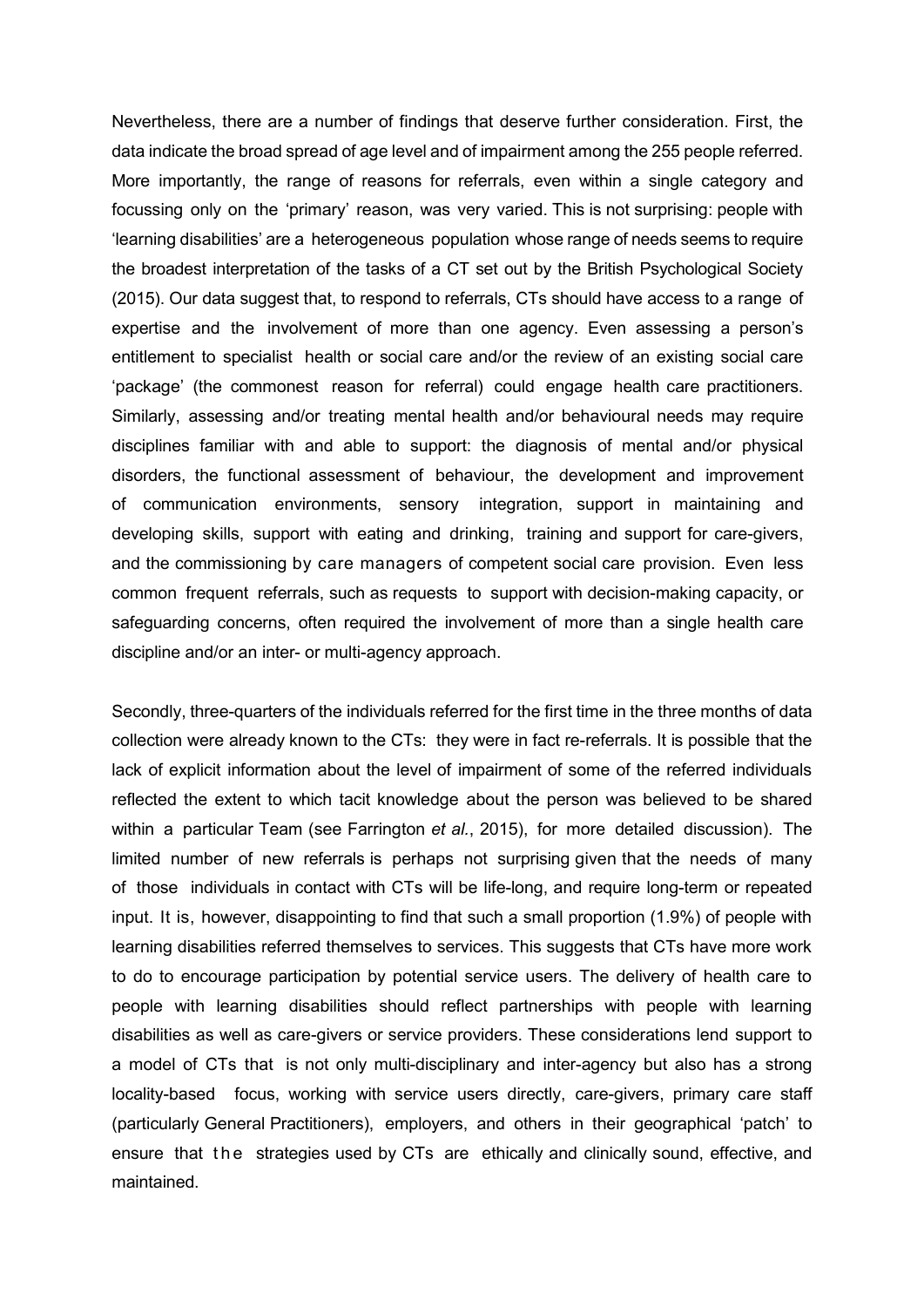Nevertheless, there are a number of findings that deserve further consideration. First, the data indicate the broad spread of age level and of impairment among the 255 people referred. More importantly, the range of reasons for referrals, even within a single category and focussing only on the 'primary' reason, was very varied. This is not surprising: people with 'learning disabilities' are a heterogeneous population whose range of needs seems to require the broadest interpretation of the tasks of a CT set out by the British Psychological Society (2015). Our data suggest that, to respond to referrals, CTs should have access to a range of expertise and the involvement of more than one agency. Even assessing a person's entitlement to specialist health or social care and/or the review of an existing social care 'package' (the commonest reason for referral) could engage health care practitioners. Similarly, assessing and/or treating mental health and/or behavioural needs may require disciplines familiar with and able to support: the diagnosis of mental and/or physical disorders, the functional assessment of behaviour, the development and improvement of communication environments, sensory integration, support in maintaining and developing skills, support with eating and drinking, training and support for care-givers, and the commissioning by care managers of competent social care provision. Even less common frequent referrals, such as requests to support with decision-making capacity, or safeguarding concerns, often required the involvement of more than a single health care discipline and/or an inter- or multi-agency approach.

Secondly, three-quarters of the individuals referred for the first time in the three months of data collection were already known to the CTs: they were in fact re-referrals. It is possible that the lack of explicit information about the level of impairment of some of the referred individuals reflected the extent to which tacit knowledge about the person was believed to be shared within a particular Team (see Farrington *et al.*, 2015), for more detailed discussion). The limited number of new referrals is perhaps not surprising given that the needs of many of those individuals in contact with CTs will be life-long, and require long-term or repeated input. It is, however, disappointing to find that such a small proportion (1.9%) of people with learning disabilities referred themselves to services. This suggests that CTs have more work to do to encourage participation by potential service users. The delivery of health care to people with learning disabilities should reflect partnerships with people with learning disabilities as well as care-givers or service providers. These considerations lend support to a model of CTs that is not only multi-disciplinary and inter-agency but also has a strong locality-based focus, working with service users directly, care-givers, primary care staff (particularly General Practitioners), employers, and others in their geographical 'patch' to ensure that the strategies used by CTs are ethically and clinically sound, effective, and maintained.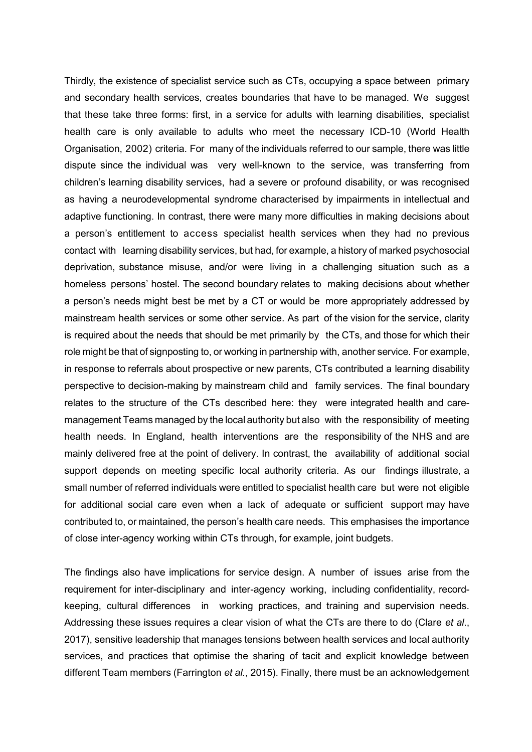Thirdly, the existence of specialist service such as CTs, occupying a space between primary and secondary health services, creates boundaries that have to be managed. We suggest that these take three forms: first, in a service for adults with learning disabilities, specialist health care is only available to adults who meet the necessary ICD-10 (World Health Organisation, 2002) criteria. For many of the individuals referred to our sample, there was little dispute since the individual was very well-known to the service, was transferring from children's learning disability services, had a severe or profound disability, or was recognised as having a neurodevelopmental syndrome characterised by impairments in intellectual and adaptive functioning. In contrast, there were many more difficulties in making decisions about a person's entitlement to access specialist health services when they had no previous contact with learning disability services, but had, for example, a history of marked psychosocial deprivation, substance misuse, and/or were living in a challenging situation such as a homeless persons' hostel. The second boundary relates to making decisions about whether a person's needs might best be met by a CT or would be more appropriately addressed by mainstream health services or some other service. As part of the vision for the service, clarity is required about the needs that should be met primarily by the CTs, and those for which their role might be that of signposting to, or working in partnership with, another service. For example, in response to referrals about prospective or new parents, CTs contributed a learning disability perspective to decision-making by mainstream child and family services. The final boundary relates to the structure of the CTs described here: they were integrated health and care-management Teams managed by the local authority but also with the responsibility of meeting health needs. In England, health interventions are the responsibility of the NHS and are mainly delivered free at the point of delivery. In contrast, the availability of additional social support depends on meeting specific local authority criteria. As our findings illustrate, a small number of referred individuals were entitled to specialist health care but were not eligible for additional social care even when a lack of adequate or sufficient support may have contributed to, or maintained, the person's health care needs. This emphasises the importance of close inter-agency working within CTs through, for example, joint budgets.

The findings also have implications for service design. A number of issues arise from the requirement for inter-disciplinary and inter-agency working, including confidentiality, record-keeping, cultural differences in working practices, and training and supervision needs. Addressing these issues requires a clear vision of what the CTs are there to do (Clare *et al*., 2017), sensitive leadership that manages tensions between health services and local authority services, and practices that optimise the sharing of tacit and explicit knowledge between different Team members (Farrington *et al*., 2015). Finally, there must be an acknowledgement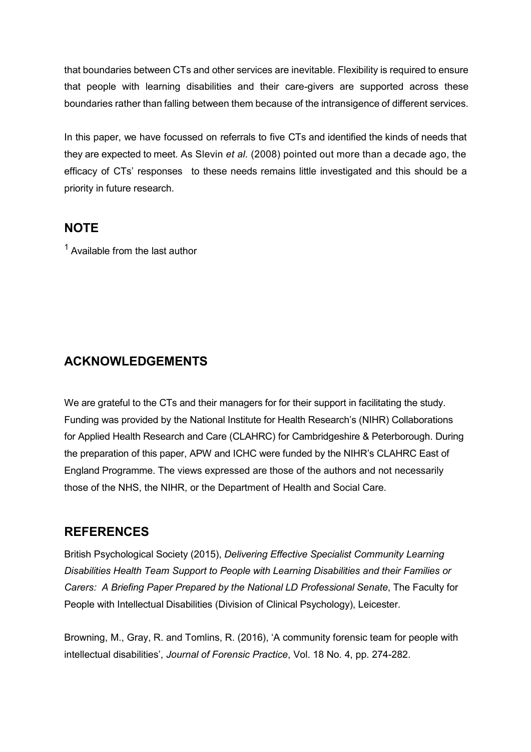that boundaries between CTs and other services are inevitable. Flexibility is required to ensure that people with learning disabilities and their care-givers are supported across these boundaries rather than falling between them because of the intransigence of different services.

In this paper, we have focussed on referrals to five CTs and identified the kinds of needs that they are expected to meet. As Slevin *et al.* (2008) pointed out more than a decade ago, the efficacy of CTs' responses to these needs remains little investigated and this should be a priority in future research.

## NOTE

[1] Available from the last author

## ACKNOWLEDGEMENTS

We are grateful to the CTs and their managers for for their support in facilitating the study. Funding was provided by the National Institute for Health Research's (NIHR) Collaborations for Applied Health Research and Care (CLAHRC) for Cambridgeshire & Peterborough. During the preparation of this paper, APW and ICHC were funded by the NIHR's CLAHRC East of England Programme. The views expressed are those of the authors and not necessarily those of the NHS, the NIHR, or the Department of Health and Social Care.

## REFERENCES

British Psychological Society (2015), *Delivering Effective Specialist Community Learning Disabilities Health Team Support to People with Learning Disabilities and their Families or Carers: A Briefing Paper Prepared by the National LD Professional Senate*, The Faculty for People with Intellectual Disabilities (Division of Clinical Psychology), Leicester.

Browning, M., Gray, R. and Tomlins, R. (2016), 'A community forensic team for people with intellectual disabilities', *Journal of Forensic Practice*, Vol. 18 No. 4, pp. 274-282.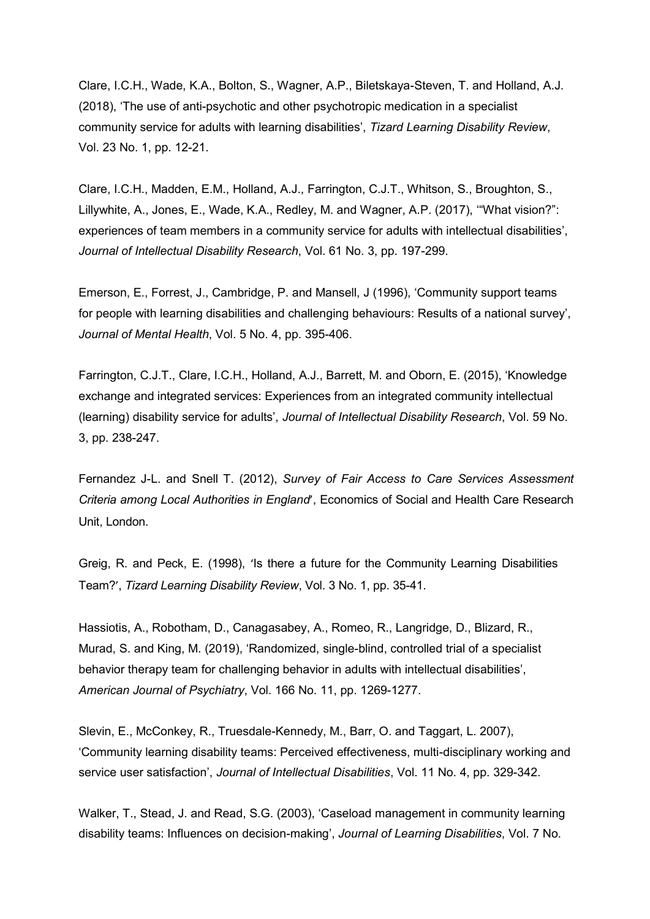Clare, I.C.H., Wade, K.A., Bolton, S., Wagner, A.P., Biletskaya-Steven, T. and Holland, A.J. (2018), ‘The use of anti-psychotic and other psychotropic medication in a specialist community service for adults with learning disabilities’, *Tizard Learning Disability Review*, Vol. 23 No. 1, pp. 12-21.

Clare, I.C.H., Madden, E.M., Holland, A.J., Farrington, C.J.T., Whitson, S., Broughton, S., Lillywhite, A., Jones, E., Wade, K.A., Redley, M. and Wagner, A.P. (2017), ‘“What vision?”: experiences of team members in a community service for adults with intellectual disabilities’, *Journal of Intellectual Disability Research*, Vol. 61 No. 3, pp. 197-299.

Emerson, E., Forrest, J., Cambridge, P. and Mansell, J (1996), ‘Community support teams for people with learning disabilities and challenging behaviours: Results of a national survey’, *Journal of Mental Health*, Vol. 5 No. 4, pp. 395-406.

Farrington, C.J.T., Clare, I.C.H., Holland, A.J., Barrett, M. and Oborn, E. (2015), ‘Knowledge exchange and integrated services: Experiences from an integrated community intellectual (learning) disability service for adults’, *Journal of Intellectual Disability Research*, Vol. 59 No. 3, pp. 238-247.

Fernandez J-L. and Snell T. (2012), *Survey of Fair Access to Care Services Assessment Criteria among Local Authorities in England*’, Economics of Social and Health Care Research Unit, London.

Greig, R. and Peck, E. (1998), ‘Is there a future for the Community Learning Disabilities Team?’, *Tizard Learning Disability Review*, Vol. 3 No. 1, pp. 35-41.

Hassiotis, A., Robotham, D., Canagasabey, A., Romeo, R., Langridge, D., Blizard, R., Murad, S. and King, M. (2019), ‘Randomized, single-blind, controlled trial of a specialist behavior therapy team for challenging behavior in adults with intellectual disabilities’, *American Journal of Psychiatry*, Vol. 166 No. 11, pp. 1269-1277.

Slevin, E., McConkey, R., Truesdale-Kennedy, M., Barr, O. and Taggart, L. 2007), ‘Community learning disability teams: Perceived effectiveness, multi-disciplinary working and service user satisfaction’, *Journal of Intellectual Disabilities*, Vol. 11 No. 4, pp. 329-342.

Walker, T., Stead, J. and Read, S.G. (2003), ‘Caseload management in community learning disability teams: Influences on decision-making’, *Journal of Learning Disabilities*, Vol. 7 No.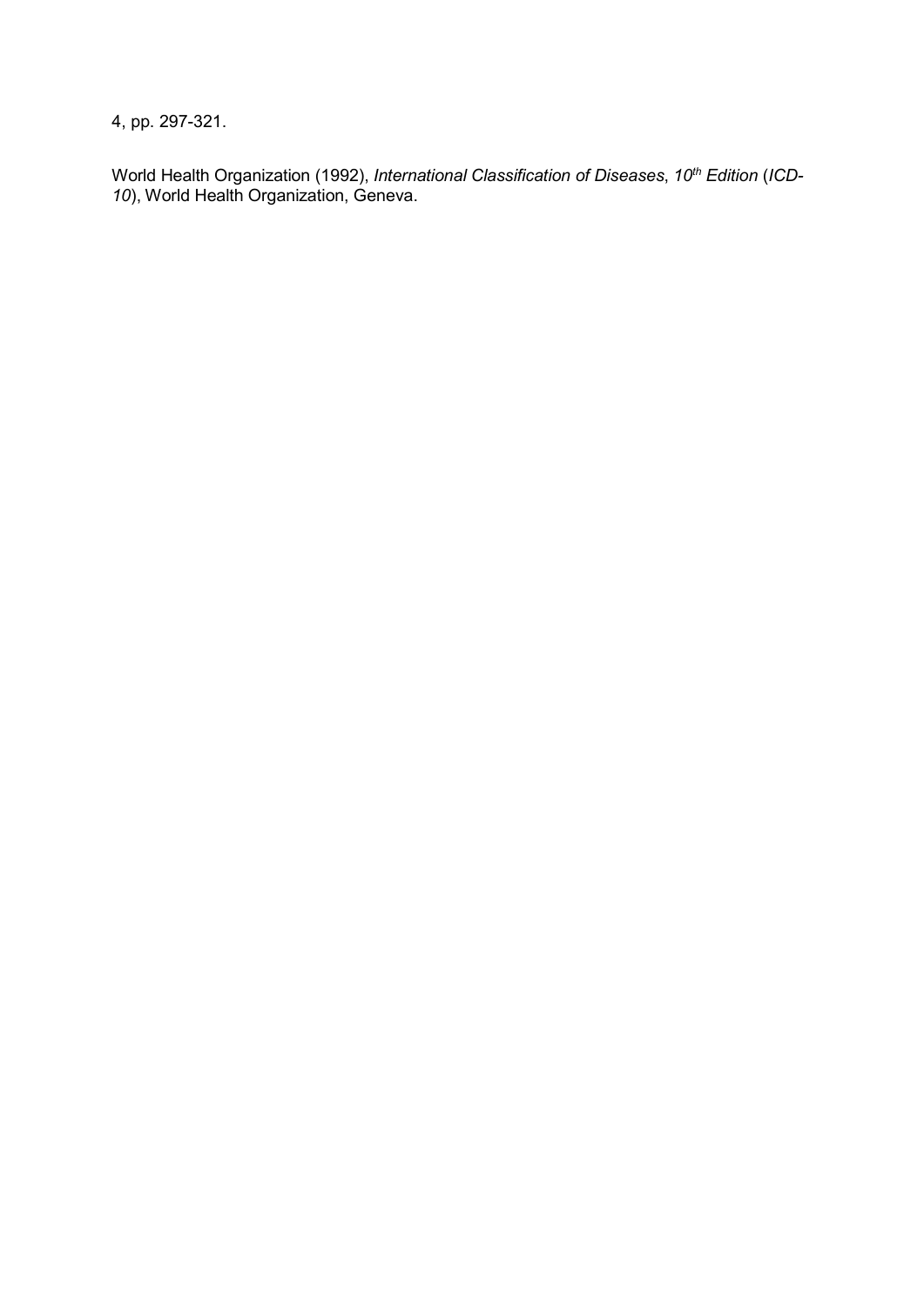4, pp. 297-321.

World Health Organization (1992), *International Classification of Diseases*, *10th Edition* (*ICD-10*), World Health Organization, Geneva.